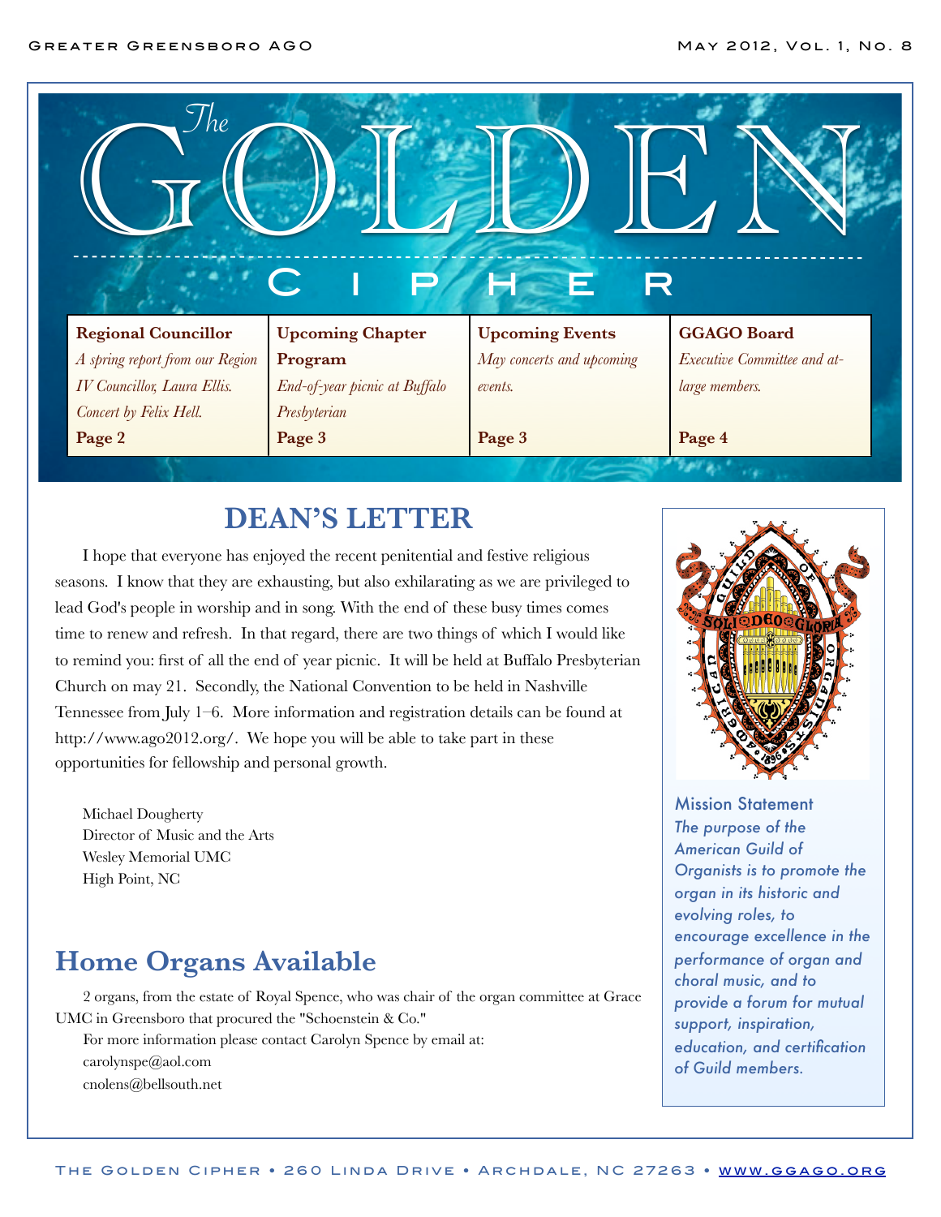# The GOLDEN CIPHER

| Regional Councillor | Upcoming Chapter Program | Upcoming Events | GGAGO Board |
|---|---|---|---|
| *A spring report from our Region IV Councillor, Laura Ellis. Concert by Felix Hell.* | *End-of-year picnic at Buffalo Presbyterian* | *May concerts and upcoming events.* | *Executive Committee and at-large members.* |
| **Page 2** | **Page 3** | **Page 3** | **Page 4** |

## DEAN'S LETTER

I hope that everyone has enjoyed the recent penitential and festive religious seasons. I know that they are exhausting, but also exhilarating as we are privileged to lead God's people in worship and in song. With the end of these busy times comes time to renew and refresh. In that regard, there are two things of which I would like to remind you: first of all the end of year picnic. It will be held at Buffalo Presbyterian Church on may 21. Secondly, the National Convention to be held in Nashville Tennessee from July 1–6. More information and registration details can be found at http://www.ago2012.org/. We hope you will be able to take part in these opportunities for fellowship and personal growth.

Michael Dougherty
Director of Music and the Arts
Wesley Memorial UMC
High Point, NC

## Home Organs Available

2 organs, from the estate of Royal Spence, who was chair of the organ committee at Grace UMC in Greensboro that procured the "Schoenstein & Co."

For more information please contact Carolyn Spence by email at:
carolynspe@aol.com
cnolens@bellsouth.net

**Mission Statement**

*The purpose of the American Guild of Organists is to promote the organ in its historic and evolving roles, to encourage excellence in the performance of organ and choral music, and to provide a forum for mutual support, inspiration, education, and certification of Guild members.*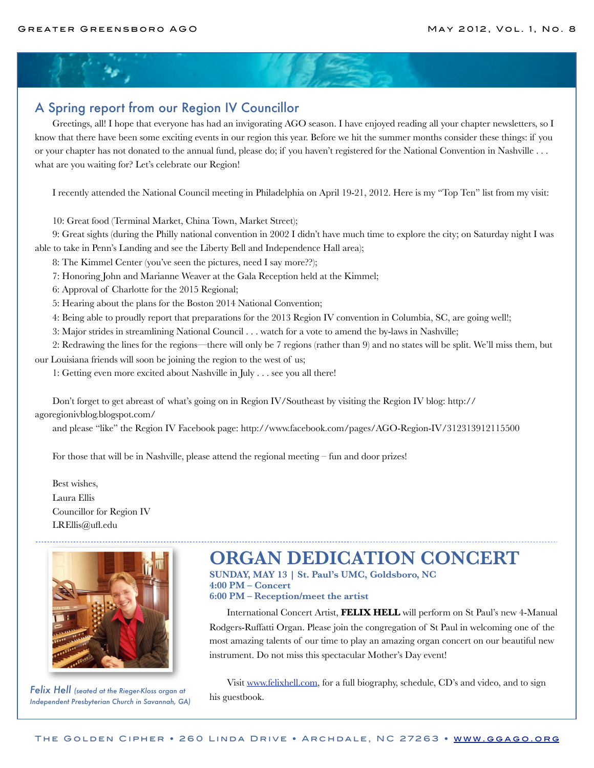## A Spring report from our Region IV Councillor

Greetings, all! I hope that everyone has had an invigorating AGO season. I have enjoyed reading all your chapter newsletters, so I know that there have been some exciting events in our region this year. Before we hit the summer months consider these things: if you or your chapter has not donated to the annual fund, please do; if you haven't registered for the National Convention in Nashville . . . what are you waiting for? Let's celebrate our Region!

I recently attended the National Council meeting in Philadelphia on April 19-21, 2012. Here is my "Top Ten" list from my visit:

10: Great food (Terminal Market, China Town, Market Street);

9: Great sights (during the Philly national convention in 2002 I didn't have much time to explore the city; on Saturday night I was able to take in Penn's Landing and see the Liberty Bell and Independence Hall area);

8: The Kimmel Center (you've seen the pictures, need I say more??);

7: Honoring John and Marianne Weaver at the Gala Reception held at the Kimmel;

6: Approval of Charlotte for the 2015 Regional;

5: Hearing about the plans for the Boston 2014 National Convention;

4: Being able to proudly report that preparations for the 2013 Region IV convention in Columbia, SC, are going well!;

3: Major strides in streamlining National Council . . . watch for a vote to amend the by-laws in Nashville;

2: Redrawing the lines for the regions—there will only be 7 regions (rather than 9) and no states will be split. We'll miss them, but our Louisiana friends will soon be joining the region to the west of us;

1: Getting even more excited about Nashville in July . . . see you all there!

Don't forget to get abreast of what's going on in Region IV/Southeast by visiting the Region IV blog: http://agoregionivblog.blogspot.com/

and please "like" the Region IV Facebook page: http://www.facebook.com/pages/AGO-Region-IV/312313912115500

For those that will be in Nashville, please attend the regional meeting – fun and door prizes!

Best wishes,
Laura Ellis
Councillor for Region IV
LREllis@ufl.edu

---

*Felix Hell (seated at the Rieger-Kloss organ at Independent Presbyterian Church in Savannah, GA)*

# ORGAN DEDICATION CONCERT

**SUNDAY, MAY 13 | St. Paul's UMC, Goldsboro, NC**
**4:00 PM – Concert**
**6:00 PM – Reception/meet the artist**

International Concert Artist, **FELIX HELL** will perform on St Paul's new 4-Manual Rodgers-Ruffatti Organ. Please join the congregation of St Paul in welcoming one of the most amazing talents of our time to play an amazing organ concert on our beautiful new instrument. Do not miss this spectacular Mother's Day event!

Visit www.felixhell.com, for a full biography, schedule, CD's and video, and to sign his guestbook.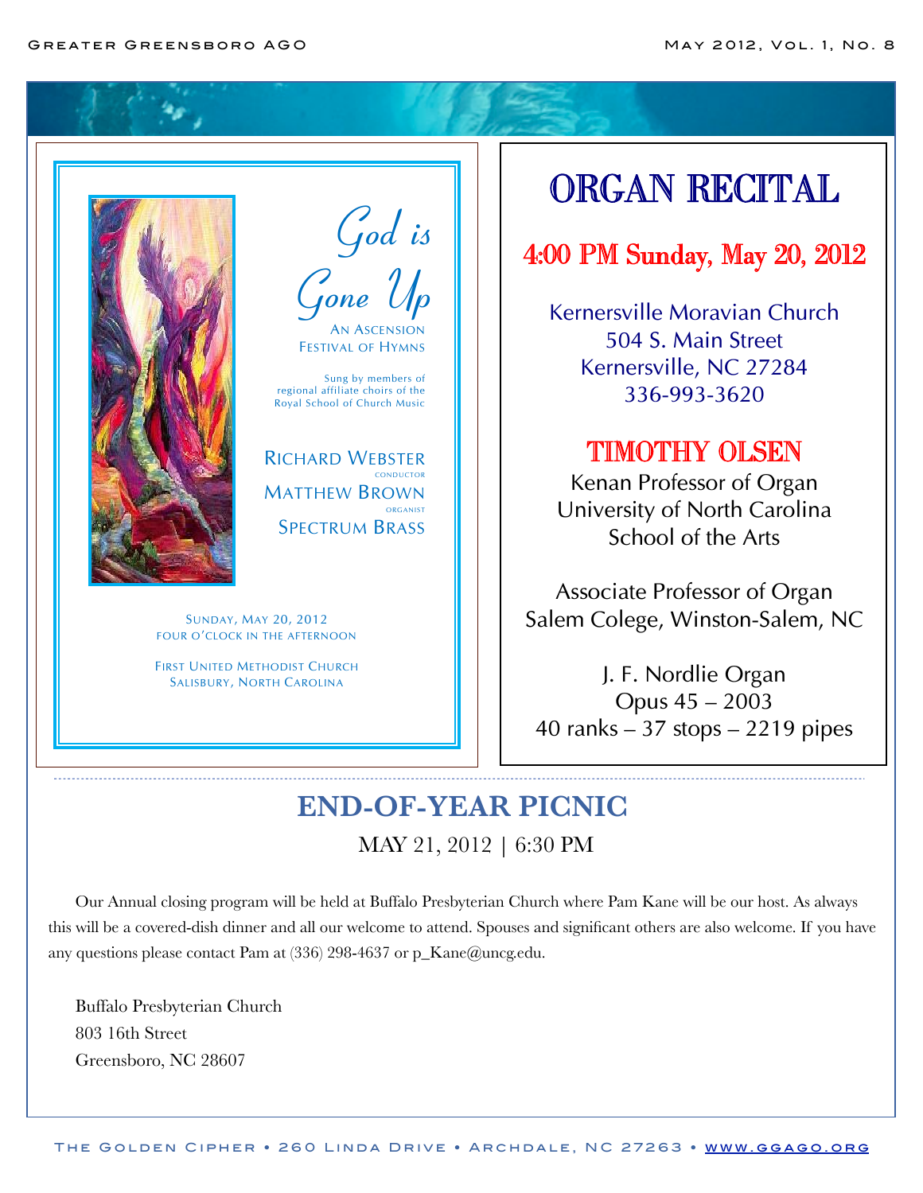# *God is Gone Up*

AN ASCENSION FESTIVAL OF HYMNS

Sung by members of regional affiliate choirs of the Royal School of Church Music

RICHARD WEBSTER
CONDUCTOR

MATTHEW BROWN
ORGANIST

SPECTRUM BRASS

SUNDAY, MAY 20, 2012
FOUR O'CLOCK IN THE AFTERNOON

FIRST UNITED METHODIST CHURCH
SALISBURY, NORTH CAROLINA

# ORGAN RECITAL

## 4:00 PM Sunday, May 20, 2012

Kernersville Moravian Church
504 S. Main Street
Kernersville, NC 27284
336-993-3620

## TIMOTHY OLSEN

Kenan Professor of Organ
University of North Carolina
School of the Arts

Associate Professor of Organ
Salem Colege, Winston-Salem, NC

J. F. Nordlie Organ
Opus 45 – 2003
40 ranks – 37 stops – 2219 pipes

---

# END-OF-YEAR PICNIC

MAY 21, 2012 | 6:30 PM

Our Annual closing program will be held at Buffalo Presbyterian Church where Pam Kane will be our host. As always this will be a covered-dish dinner and all our welcome to attend. Spouses and significant others are also welcome. If you have any questions please contact Pam at (336) 298-4637 or p_Kane@uncg.edu.

Buffalo Presbyterian Church
803 16th Street
Greensboro, NC 28607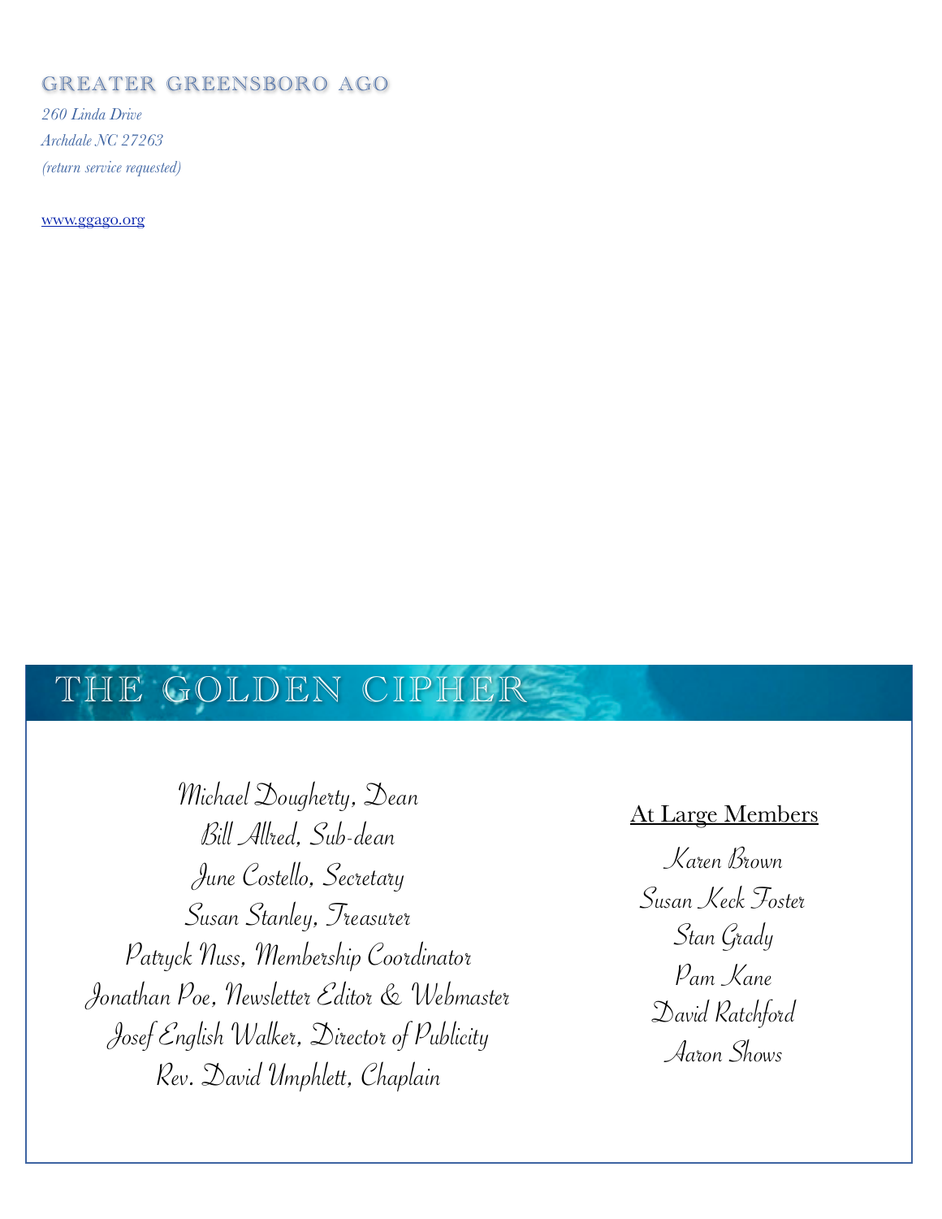GREATER GREENSBORO AGO

*260 Linda Drive*
*Archdale NC 27263*
*(return service requested)*

[www.ggago.org](http://www.ggago.org)

# THE GOLDEN CIPHER

*Michael Dougherty, Dean*
*Bill Allred, Sub-dean*
*June Costello, Secretary*
*Susan Stanley, Treasurer*
*Patryck Nuss, Membership Coordinator*
*Jonathan Poe, Newsletter Editor & Webmaster*
*Josef English Walker, Director of Publicity*
*Rev. David Umphlett, Chaplain*

At Large Members

*Karen Brown*
*Susan Keck Foster*
*Stan Grady*
*Pam Kane*
*David Ratchford*
*Aaron Shows*